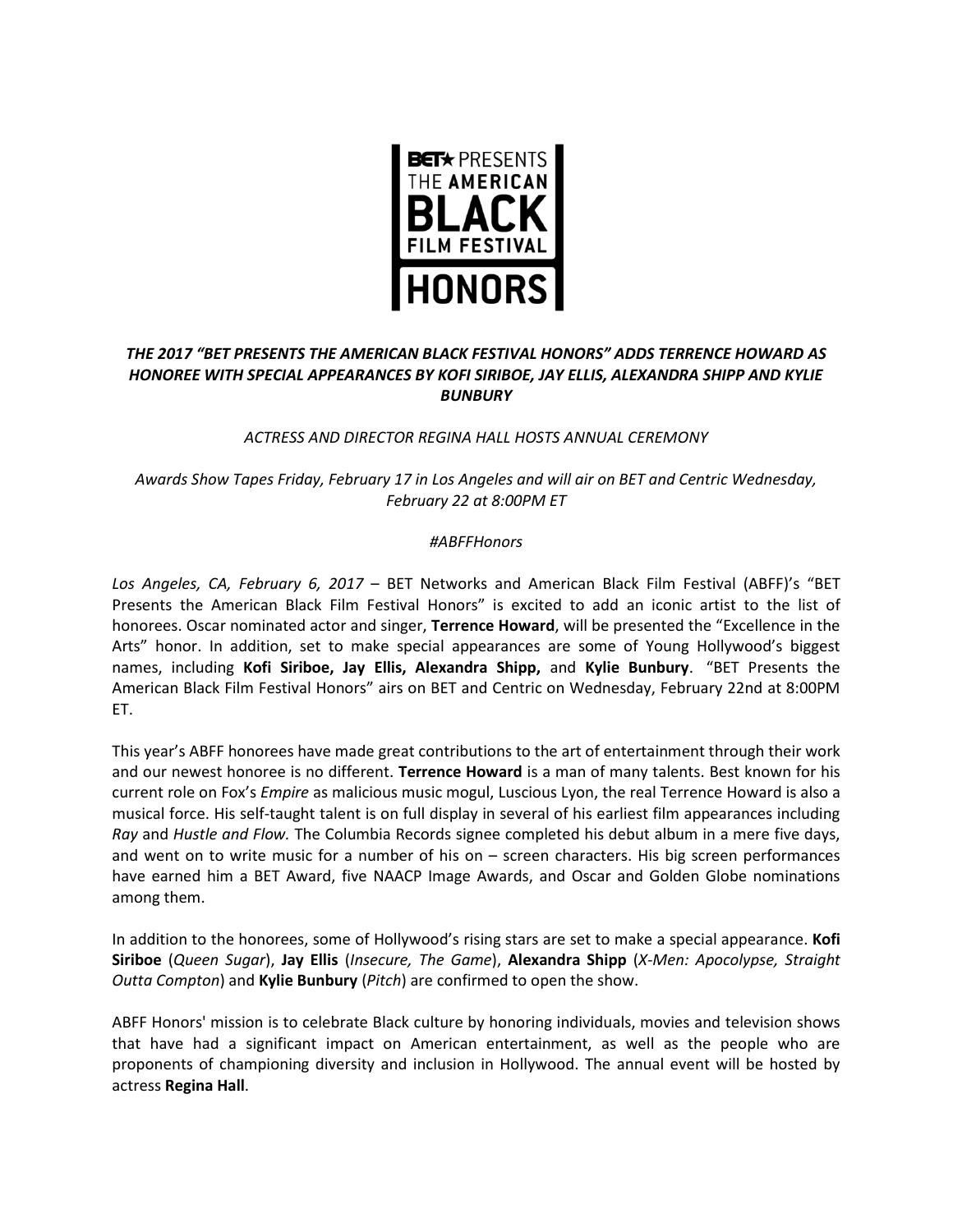BET★ PRESENTS
THE AMERICAN
BLACK
FILM FESTIVAL
HONORS

***THE 2017 "BET PRESENTS THE AMERICAN BLACK FESTIVAL HONORS" ADDS TERRENCE HOWARD AS HONOREE WITH SPECIAL APPEARANCES BY KOFI SIRIBOE, JAY ELLIS, ALEXANDRA SHIPP AND KYLIE BUNBURY***

*ACTRESS AND DIRECTOR REGINA HALL HOSTS ANNUAL CEREMONY*

*Awards Show Tapes Friday, February 17 in Los Angeles and will air on BET and Centric Wednesday, February 22 at 8:00PM ET*

*#ABFFHonors*

*Los Angeles, CA, February 6, 2017* – BET Networks and American Black Film Festival (ABFF)'s "BET Presents the American Black Film Festival Honors" is excited to add an iconic artist to the list of honorees. Oscar nominated actor and singer, **Terrence Howard**, will be presented the "Excellence in the Arts" honor. In addition, set to make special appearances are some of Young Hollywood's biggest names, including **Kofi Siriboe, Jay Ellis, Alexandra Shipp,** and **Kylie Bunbury**. "BET Presents the American Black Film Festival Honors" airs on BET and Centric on Wednesday, February 22nd at 8:00PM ET.

This year's ABFF honorees have made great contributions to the art of entertainment through their work and our newest honoree is no different. **Terrence Howard** is a man of many talents. Best known for his current role on Fox's *Empire* as malicious music mogul, Luscious Lyon, the real Terrence Howard is also a musical force. His self-taught talent is on full display in several of his earliest film appearances including *Ray* and *Hustle and Flow.* The Columbia Records signee completed his debut album in a mere five days, and went on to write music for a number of his on – screen characters. His big screen performances have earned him a BET Award, five NAACP Image Awards, and Oscar and Golden Globe nominations among them.

In addition to the honorees, some of Hollywood's rising stars are set to make a special appearance. **Kofi Siriboe** (*Queen Sugar*), **Jay Ellis** (*Insecure, The Game*), **Alexandra Shipp** (*X-Men: Apocalypse, Straight Outta Compton*) and **Kylie Bunbury** (*Pitch*) are confirmed to open the show.

ABFF Honors' mission is to celebrate Black culture by honoring individuals, movies and television shows that have had a significant impact on American entertainment, as well as the people who are proponents of championing diversity and inclusion in Hollywood. The annual event will be hosted by actress **Regina Hall**.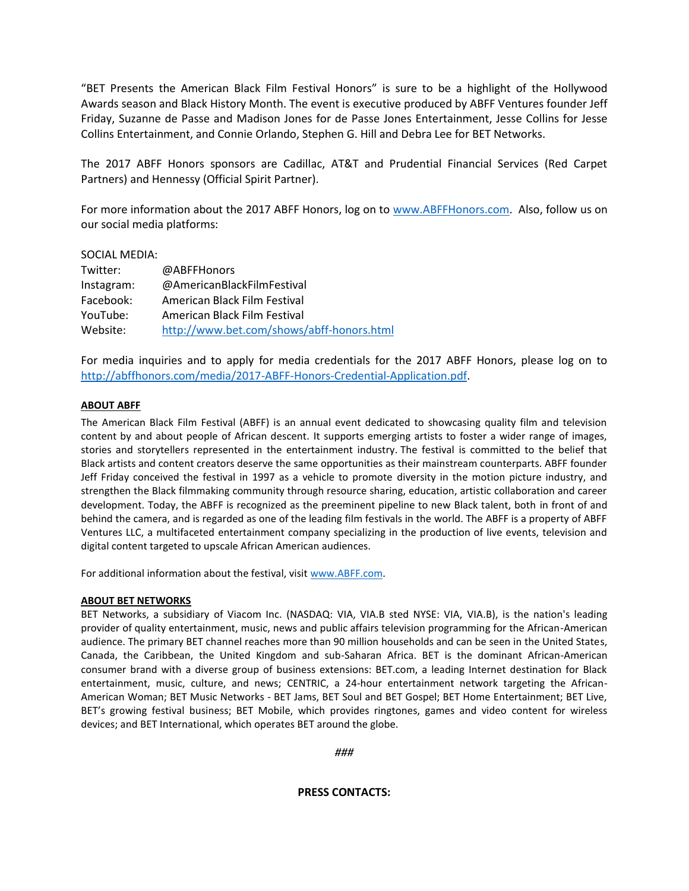"BET Presents the American Black Film Festival Honors" is sure to be a highlight of the Hollywood Awards season and Black History Month. The event is executive produced by ABFF Ventures founder Jeff Friday, Suzanne de Passe and Madison Jones for de Passe Jones Entertainment, Jesse Collins for Jesse Collins Entertainment, and Connie Orlando, Stephen G. Hill and Debra Lee for BET Networks.

The 2017 ABFF Honors sponsors are Cadillac, AT&T and Prudential Financial Services (Red Carpet Partners) and Hennessy (Official Spirit Partner).

For more information about the 2017 ABFF Honors, log on to [www.ABFFHonors.com](http://www.ABFFHonors.com). Also, follow us on our social media platforms:

SOCIAL MEDIA:

| | |
|---|---|
| Twitter: | @ABFFHonors |
| Instagram: | @AmericanBlackFilmFestival |
| Facebook: | American Black Film Festival |
| YouTube: | American Black Film Festival |
| Website: | [http://www.bet.com/shows/abff-honors.html](http://www.bet.com/shows/abff-honors.html) |

For media inquiries and to apply for media credentials for the 2017 ABFF Honors, please log on to [http://abffhonors.com/media/2017-ABFF-Honors-Credential-Application.pdf](http://abffhonors.com/media/2017-ABFF-Honors-Credential-Application.pdf).

**ABOUT ABFF**

The American Black Film Festival (ABFF) is an annual event dedicated to showcasing quality film and television content by and about people of African descent. It supports emerging artists to foster a wider range of images, stories and storytellers represented in the entertainment industry. The festival is committed to the belief that Black artists and content creators deserve the same opportunities as their mainstream counterparts. ABFF founder Jeff Friday conceived the festival in 1997 as a vehicle to promote diversity in the motion picture industry, and strengthen the Black filmmaking community through resource sharing, education, artistic collaboration and career development. Today, the ABFF is recognized as the preeminent pipeline to new Black talent, both in front of and behind the camera, and is regarded as one of the leading film festivals in the world. The ABFF is a property of ABFF Ventures LLC, a multifaceted entertainment company specializing in the production of live events, television and digital content targeted to upscale African American audiences.

For additional information about the festival, visit [www.ABFF.com](http://www.ABFF.com).

**ABOUT BET NETWORKS**

BET Networks, a subsidiary of Viacom Inc. (NASDAQ: VIA, VIA.B sted NYSE: VIA, VIA.B), is the nation's leading provider of quality entertainment, music, news and public affairs television programming for the African-American audience. The primary BET channel reaches more than 90 million households and can be seen in the United States, Canada, the Caribbean, the United Kingdom and sub-Saharan Africa. BET is the dominant African-American consumer brand with a diverse group of business extensions: BET.com, a leading Internet destination for Black entertainment, music, culture, and news; CENTRIC, a 24-hour entertainment network targeting the African-American Woman; BET Music Networks - BET Jams, BET Soul and BET Gospel; BET Home Entertainment; BET Live, BET's growing festival business; BET Mobile, which provides ringtones, games and video content for wireless devices; and BET International, which operates BET around the globe.

*###*

**PRESS CONTACTS:**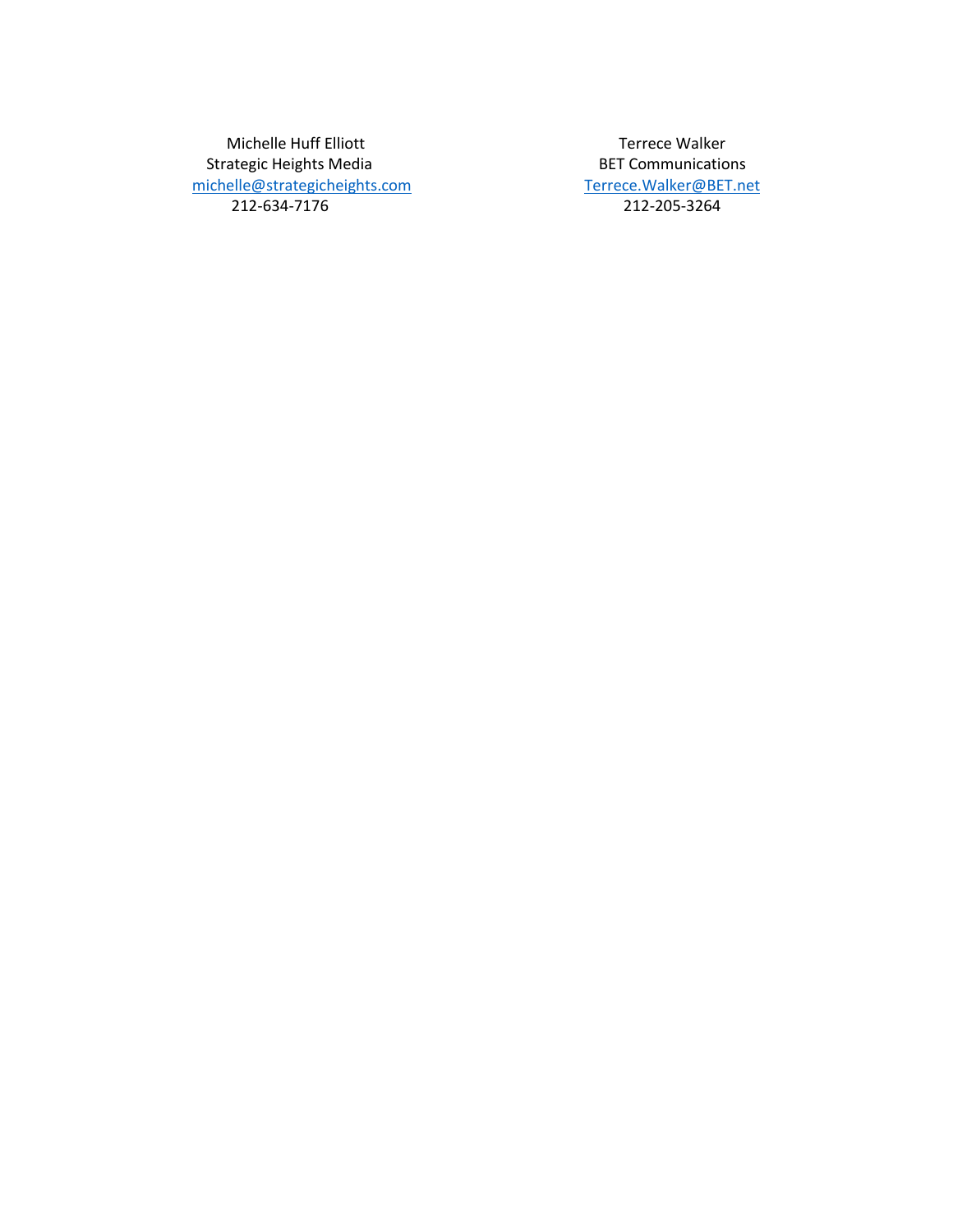Michelle Huff Elliott
Strategic Heights Media
michelle@strategicheights.com
212-634-7176

Terrece Walker
BET Communications
Terrece.Walker@BET.net
212-205-3264